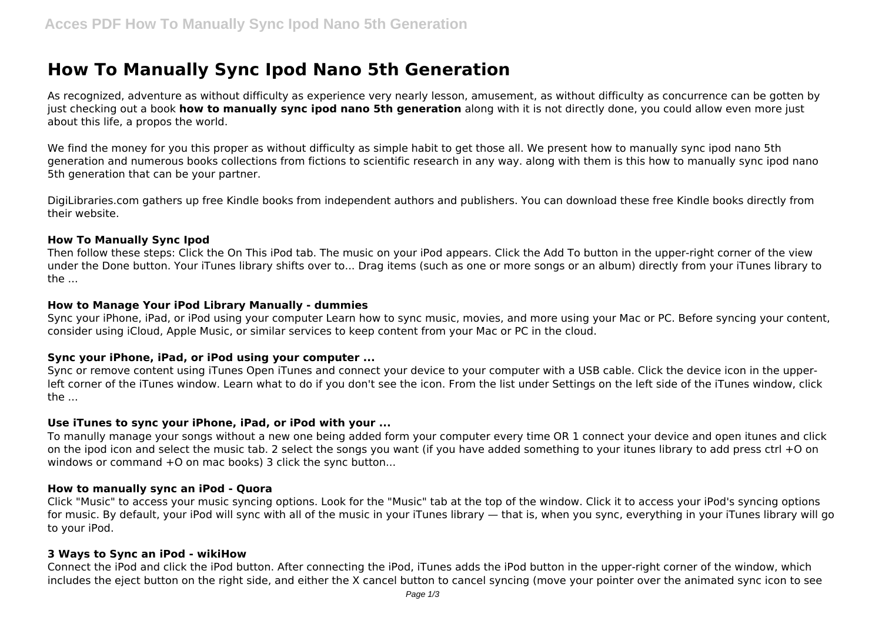# How To Manually Sync Ipod Nano 5th Generation

As recognized, adventure as without difficulty as experience very nearly lesson, amusement, as without difficulty as concurrence can be gotten by just checking out a book **how to manually sync ipod nano 5th generation** along with it is not directly done, you could allow even more just about this life, a propos the world.

We find the money for you this proper as without difficulty as simple habit to get those all. We present how to manually sync ipod nano 5th generation and numerous books collections from fictions to scientific research in any way. along with them is this how to manually sync ipod nano 5th generation that can be your partner.

DigiLibraries.com gathers up free Kindle books from independent authors and publishers. You can download these free Kindle books directly from their website.

#### How To Manually Sync Ipod

Then follow these steps: Click the On This iPod tab. The music on your iPod appears. Click the Add To button in the upper-right corner of the view under the Done button. Your iTunes library shifts over to... Drag items (such as one or more songs or an album) directly from your iTunes library to the ...

#### How to Manage Your iPod Library Manually - dummies

Sync your iPhone, iPad, or iPod using your computer Learn how to sync music, movies, and more using your Mac or PC. Before syncing your content, consider using iCloud, Apple Music, or similar services to keep content from your Mac or PC in the cloud.

#### Sync your iPhone, iPad, or iPod using your computer ...

Sync or remove content using iTunes Open iTunes and connect your device to your computer with a USB cable. Click the device icon in the upper-left corner of the iTunes window. Learn what to do if you don't see the icon. From the list under Settings on the left side of the iTunes window, click the ...

#### Use iTunes to sync your iPhone, iPad, or iPod with your ...

To manully manage your songs without a new one being added form your computer every time OR 1 connect your device and open itunes and click on the ipod icon and select the music tab. 2 select the songs you want (if you have added something to your itunes library to add press ctrl +O on windows or command +O on mac books) 3 click the sync button...

#### How to manually sync an iPod - Quora

Click "Music" to access your music syncing options. Look for the "Music" tab at the top of the window. Click it to access your iPod's syncing options for music. By default, your iPod will sync with all of the music in your iTunes library — that is, when you sync, everything in your iTunes library will go to your iPod.

#### 3 Ways to Sync an iPod - wikiHow

Connect the iPod and click the iPod button. After connecting the iPod, iTunes adds the iPod button in the upper-right corner of the window, which includes the eject button on the right side, and either the X cancel button to cancel syncing (move your pointer over the animated sync icon to see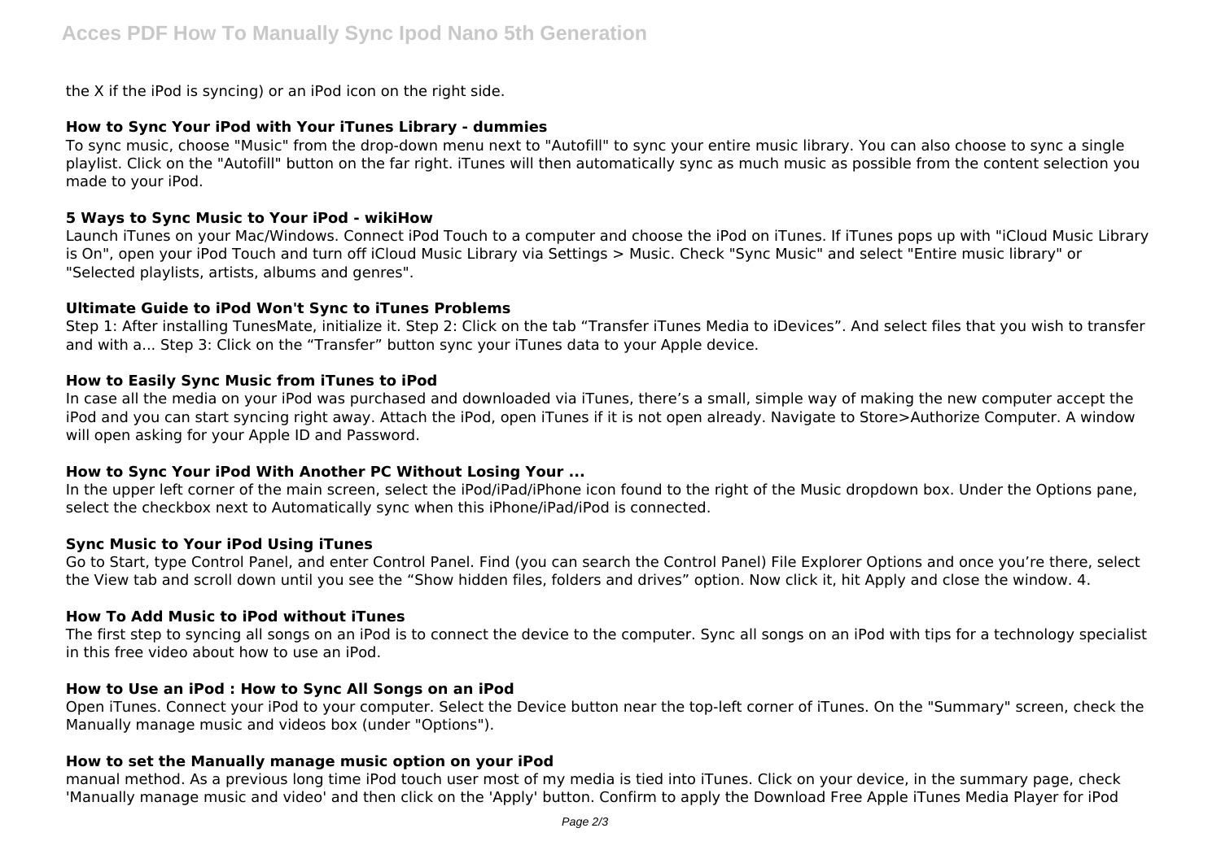the X if the iPod is syncing) or an iPod icon on the right side.

### How to Sync Your iPod with Your iTunes Library - dummies

To sync music, choose "Music" from the drop-down menu next to "Autofill" to sync your entire music library. You can also choose to sync a single playlist. Click on the "Autofill" button on the far right. iTunes will then automatically sync as much music as possible from the content selection you made to your iPod.

### 5 Ways to Sync Music to Your iPod - wikiHow

Launch iTunes on your Mac/Windows. Connect iPod Touch to a computer and choose the iPod on iTunes. If iTunes pops up with "iCloud Music Library is On", open your iPod Touch and turn off iCloud Music Library via Settings > Music. Check "Sync Music" and select "Entire music library" or "Selected playlists, artists, albums and genres".

### Ultimate Guide to iPod Won't Sync to iTunes Problems

Step 1: After installing TunesMate, initialize it. Step 2: Click on the tab “Transfer iTunes Media to iDevices”. And select files that you wish to transfer and with a... Step 3: Click on the “Transfer” button sync your iTunes data to your Apple device.

### How to Easily Sync Music from iTunes to iPod

In case all the media on your iPod was purchased and downloaded via iTunes, there’s a small, simple way of making the new computer accept the iPod and you can start syncing right away. Attach the iPod, open iTunes if it is not open already. Navigate to Store>Authorize Computer. A window will open asking for your Apple ID and Password.

### How to Sync Your iPod With Another PC Without Losing Your ...

In the upper left corner of the main screen, select the iPod/iPad/iPhone icon found to the right of the Music dropdown box. Under the Options pane, select the checkbox next to Automatically sync when this iPhone/iPad/iPod is connected.

### Sync Music to Your iPod Using iTunes

Go to Start, type Control Panel, and enter Control Panel. Find (you can search the Control Panel) File Explorer Options and once you’re there, select the View tab and scroll down until you see the “Show hidden files, folders and drives” option. Now click it, hit Apply and close the window. 4.

### How To Add Music to iPod without iTunes

The first step to syncing all songs on an iPod is to connect the device to the computer. Sync all songs on an iPod with tips for a technology specialist in this free video about how to use an iPod.

### How to Use an iPod : How to Sync All Songs on an iPod

Open iTunes. Connect your iPod to your computer. Select the Device button near the top-left corner of iTunes. On the "Summary" screen, check the Manually manage music and videos box (under "Options").

### How to set the Manually manage music option on your iPod

manual method. As a previous long time iPod touch user most of my media is tied into iTunes. Click on your device, in the summary page, check 'Manually manage music and video' and then click on the 'Apply' button. Confirm to apply the Download Free Apple iTunes Media Player for iPod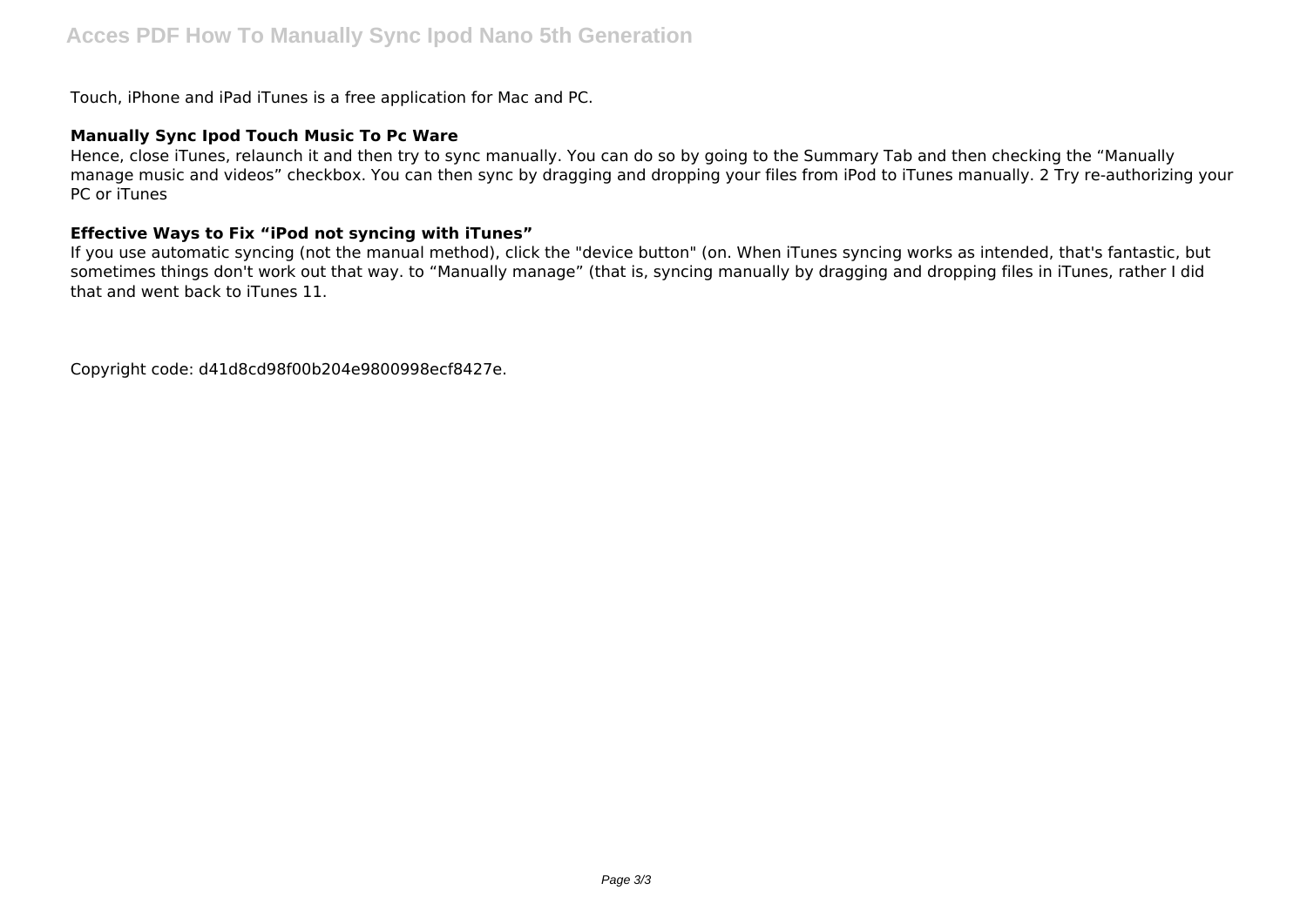Touch, iPhone and iPad iTunes is a free application for Mac and PC.

**Manually Sync Ipod Touch Music To Pc Ware**

Hence, close iTunes, relaunch it and then try to sync manually. You can do so by going to the Summary Tab and then checking the “Manually manage music and videos” checkbox. You can then sync by dragging and dropping your files from iPod to iTunes manually. 2 Try re-authorizing your PC or iTunes

**Effective Ways to Fix “iPod not syncing with iTunes”**

If you use automatic syncing (not the manual method), click the "device button" (on. When iTunes syncing works as intended, that's fantastic, but sometimes things don't work out that way. to “Manually manage” (that is, syncing manually by dragging and dropping files in iTunes, rather I did that and went back to iTunes 11.

Copyright code: d41d8cd98f00b204e9800998ecf8427e.